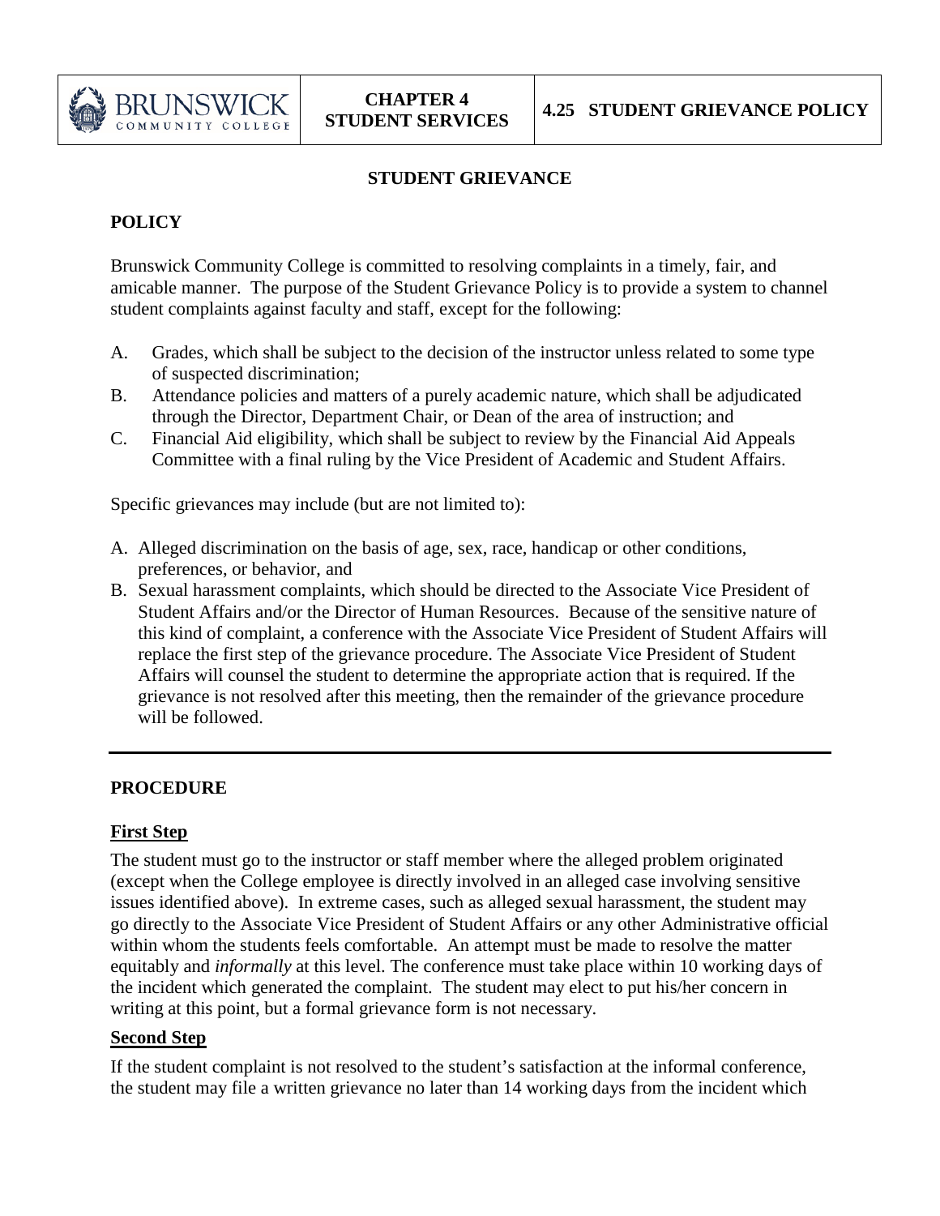# CHAPTER 4 STUDENT SERVICES

# 4.25 STUDENT GRIEVANCE POLICY

## STUDENT GRIEVANCE

### POLICY

Brunswick Community College is committed to resolving complaints in a timely, fair, and amicable manner. The purpose of the Student Grievance Policy is to provide a system to channel student complaints against faculty and staff, except for the following:

A. Grades, which shall be subject to the decision of the instructor unless related to some type of suspected discrimination;
B. Attendance policies and matters of a purely academic nature, which shall be adjudicated through the Director, Department Chair, or Dean of the area of instruction; and
C. Financial Aid eligibility, which shall be subject to review by the Financial Aid Appeals Committee with a final ruling by the Vice President of Academic and Student Affairs.

Specific grievances may include (but are not limited to):

A. Alleged discrimination on the basis of age, sex, race, handicap or other conditions, preferences, or behavior, and
B. Sexual harassment complaints, which should be directed to the Associate Vice President of Student Affairs and/or the Director of Human Resources. Because of the sensitive nature of this kind of complaint, a conference with the Associate Vice President of Student Affairs will replace the first step of the grievance procedure. The Associate Vice President of Student Affairs will counsel the student to determine the appropriate action that is required. If the grievance is not resolved after this meeting, then the remainder of the grievance procedure will be followed.

---

### PROCEDURE

**First Step**

The student must go to the instructor or staff member where the alleged problem originated (except when the College employee is directly involved in an alleged case involving sensitive issues identified above). In extreme cases, such as alleged sexual harassment, the student may go directly to the Associate Vice President of Student Affairs or any other Administrative official within whom the students feels comfortable. An attempt must be made to resolve the matter equitably and *informally* at this level. The conference must take place within 10 working days of the incident which generated the complaint. The student may elect to put his/her concern in writing at this point, but a formal grievance form is not necessary.

**Second Step**

If the student complaint is not resolved to the student's satisfaction at the informal conference, the student may file a written grievance no later than 14 working days from the incident which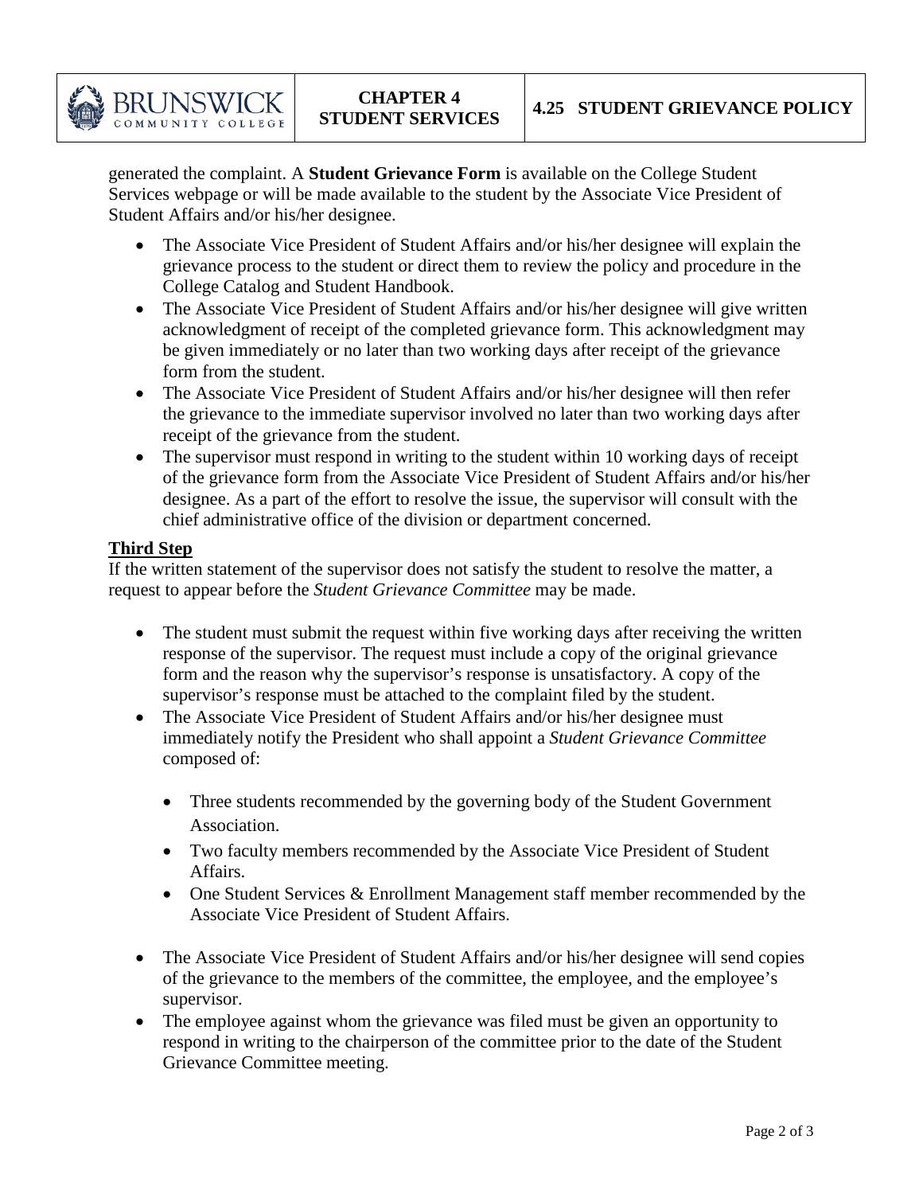generated the complaint. A **Student Grievance Form** is available on the College Student Services webpage or will be made available to the student by the Associate Vice President of Student Affairs and/or his/her designee.

- The Associate Vice President of Student Affairs and/or his/her designee will explain the grievance process to the student or direct them to review the policy and procedure in the College Catalog and Student Handbook.
- The Associate Vice President of Student Affairs and/or his/her designee will give written acknowledgment of receipt of the completed grievance form. This acknowledgment may be given immediately or no later than two working days after receipt of the grievance form from the student.
- The Associate Vice President of Student Affairs and/or his/her designee will then refer the grievance to the immediate supervisor involved no later than two working days after receipt of the grievance from the student.
- The supervisor must respond in writing to the student within 10 working days of receipt of the grievance form from the Associate Vice President of Student Affairs and/or his/her designee. As a part of the effort to resolve the issue, the supervisor will consult with the chief administrative office of the division or department concerned.

**Third Step**

If the written statement of the supervisor does not satisfy the student to resolve the matter, a request to appear before the *Student Grievance Committee* may be made.

- The student must submit the request within five working days after receiving the written response of the supervisor. The request must include a copy of the original grievance form and the reason why the supervisor's response is unsatisfactory. A copy of the supervisor's response must be attached to the complaint filed by the student.
- The Associate Vice President of Student Affairs and/or his/her designee must immediately notify the President who shall appoint a *Student Grievance Committee* composed of:
  - Three students recommended by the governing body of the Student Government Association.
  - Two faculty members recommended by the Associate Vice President of Student Affairs.
  - One Student Services & Enrollment Management staff member recommended by the Associate Vice President of Student Affairs.
- The Associate Vice President of Student Affairs and/or his/her designee will send copies of the grievance to the members of the committee, the employee, and the employee's supervisor.
- The employee against whom the grievance was filed must be given an opportunity to respond in writing to the chairperson of the committee prior to the date of the Student Grievance Committee meeting.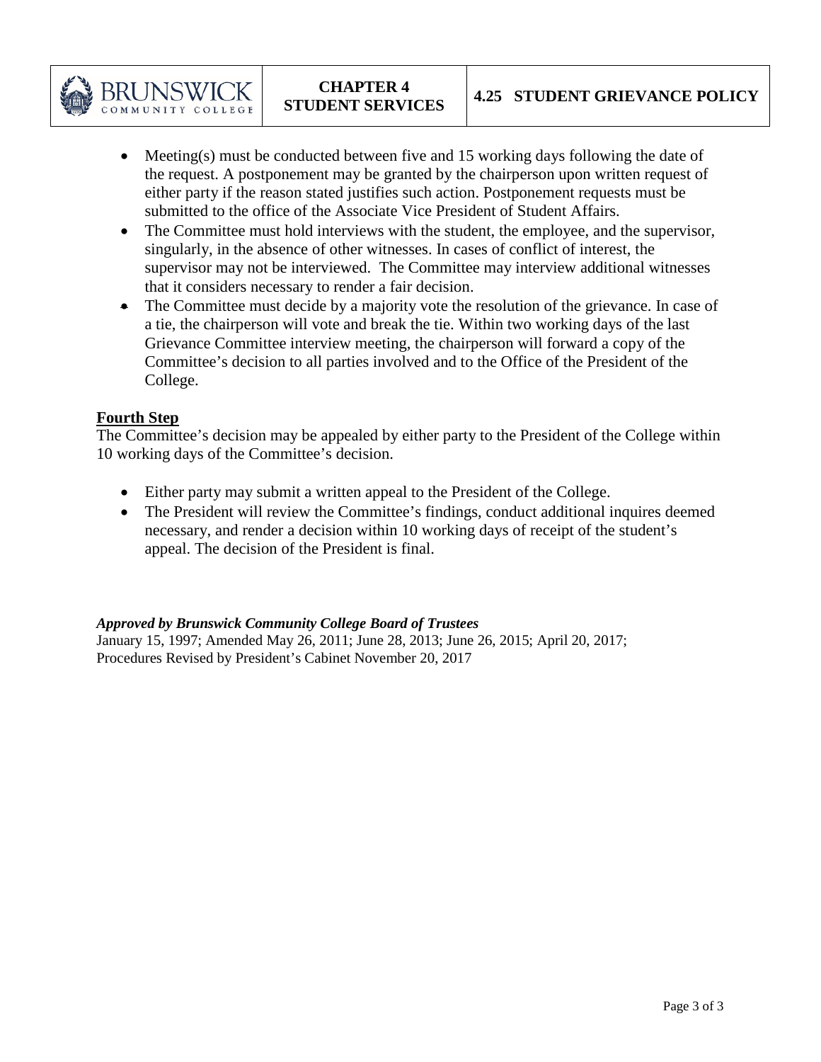- Meeting(s) must be conducted between five and 15 working days following the date of the request. A postponement may be granted by the chairperson upon written request of either party if the reason stated justifies such action. Postponement requests must be submitted to the office of the Associate Vice President of Student Affairs.
- The Committee must hold interviews with the student, the employee, and the supervisor, singularly, in the absence of other witnesses. In cases of conflict of interest, the supervisor may not be interviewed. The Committee may interview additional witnesses that it considers necessary to render a fair decision.
- The Committee must decide by a majority vote the resolution of the grievance. In case of a tie, the chairperson will vote and break the tie. Within two working days of the last Grievance Committee interview meeting, the chairperson will forward a copy of the Committee's decision to all parties involved and to the Office of the President of the College.

**Fourth Step**

The Committee's decision may be appealed by either party to the President of the College within 10 working days of the Committee's decision.

- Either party may submit a written appeal to the President of the College.
- The President will review the Committee's findings, conduct additional inquires deemed necessary, and render a decision within 10 working days of receipt of the student's appeal. The decision of the President is final.

***Approved by Brunswick Community College Board of Trustees***

January 15, 1997; Amended May 26, 2011; June 28, 2013; June 26, 2015; April 20, 2017;
Procedures Revised by President's Cabinet November 20, 2017